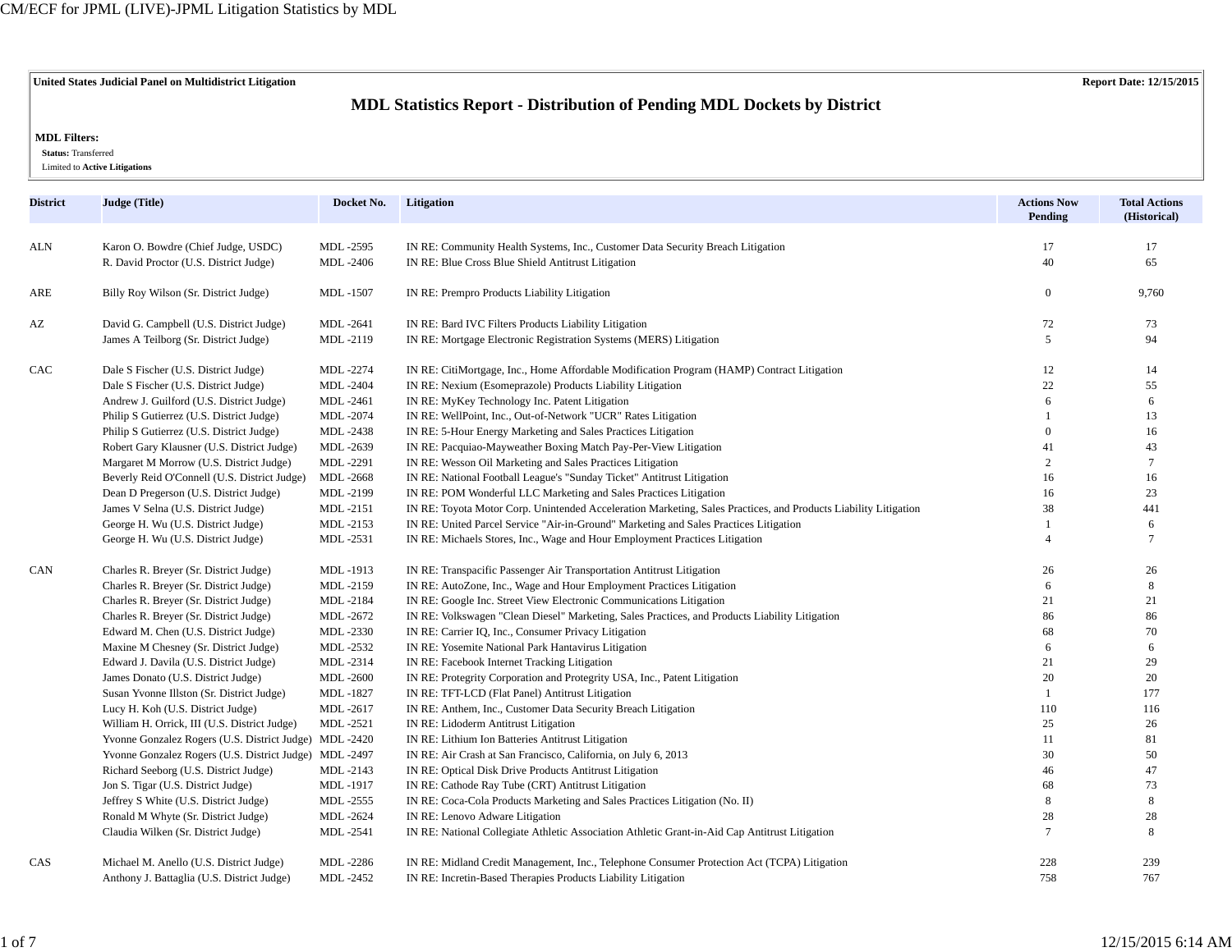**United States Judicial Panel on Multidistrict Litigation** | **Report Date: 12/15/2015**

# MDL Statistics Report - Distribution of Pending MDL Dockets by District

**MDL Filters:**

**Status:** Transferred

Limited to **Active Litigations**

| District | Judge (Title) | Docket No. | Litigation | Actions Now Pending | Total Actions (Historical) |
|---|---|---|---|---|---|
| ALN | Karon O. Bowdre (Chief Judge, USDC) | MDL -2595 | IN RE: Community Health Systems, Inc., Customer Data Security Breach Litigation | 17 | 17 |
| | R. David Proctor (U.S. District Judge) | MDL -2406 | IN RE: Blue Cross Blue Shield Antitrust Litigation | 40 | 65 |
| ARE | Billy Roy Wilson (Sr. District Judge) | MDL -1507 | IN RE: Prempro Products Liability Litigation | 0 | 9,760 |
| AZ | David G. Campbell (U.S. District Judge) | MDL -2641 | IN RE: Bard IVC Filters Products Liability Litigation | 72 | 73 |
| | James A Teilborg (Sr. District Judge) | MDL -2119 | IN RE: Mortgage Electronic Registration Systems (MERS) Litigation | 5 | 94 |
| CAC | Dale S Fischer (U.S. District Judge) | MDL -2274 | IN RE: CitiMortgage, Inc., Home Affordable Modification Program (HAMP) Contract Litigation | 12 | 14 |
| | Dale S Fischer (U.S. District Judge) | MDL -2404 | IN RE: Nexium (Esomeprazole) Products Liability Litigation | 22 | 55 |
| | Andrew J. Guilford (U.S. District Judge) | MDL -2461 | IN RE: MyKey Technology Inc. Patent Litigation | 6 | 6 |
| | Philip S Gutierrez (U.S. District Judge) | MDL -2074 | IN RE: WellPoint, Inc., Out-of-Network "UCR" Rates Litigation | 1 | 13 |
| | Philip S Gutierrez (U.S. District Judge) | MDL -2438 | IN RE: 5-Hour Energy Marketing and Sales Practices Litigation | 0 | 16 |
| | Robert Gary Klausner (U.S. District Judge) | MDL -2639 | IN RE: Pacquiao-Mayweather Boxing Match Pay-Per-View Litigation | 41 | 43 |
| | Margaret M Morrow (U.S. District Judge) | MDL -2291 | IN RE: Wesson Oil Marketing and Sales Practices Litigation | 2 | 7 |
| | Beverly Reid O'Connell (U.S. District Judge) | MDL -2668 | IN RE: National Football League's "Sunday Ticket" Antitrust Litigation | 16 | 16 |
| | Dean D Pregerson (U.S. District Judge) | MDL -2199 | IN RE: POM Wonderful LLC Marketing and Sales Practices Litigation | 16 | 23 |
| | James V Selna (U.S. District Judge) | MDL -2151 | IN RE: Toyota Motor Corp. Unintended Acceleration Marketing, Sales Practices, and Products Liability Litigation | 38 | 441 |
| | George H. Wu (U.S. District Judge) | MDL -2153 | IN RE: United Parcel Service "Air-in-Ground" Marketing and Sales Practices Litigation | 1 | 6 |
| | George H. Wu (U.S. District Judge) | MDL -2531 | IN RE: Michaels Stores, Inc., Wage and Hour Employment Practices Litigation | 4 | 7 |
| CAN | Charles R. Breyer (Sr. District Judge) | MDL -1913 | IN RE: Transpacific Passenger Air Transportation Antitrust Litigation | 26 | 26 |
| | Charles R. Breyer (Sr. District Judge) | MDL -2159 | IN RE: AutoZone, Inc., Wage and Hour Employment Practices Litigation | 6 | 8 |
| | Charles R. Breyer (Sr. District Judge) | MDL -2184 | IN RE: Google Inc. Street View Electronic Communications Litigation | 21 | 21 |
| | Charles R. Breyer (Sr. District Judge) | MDL -2672 | IN RE: Volkswagen "Clean Diesel" Marketing, Sales Practices, and Products Liability Litigation | 86 | 86 |
| | Edward M. Chen (U.S. District Judge) | MDL -2330 | IN RE: Carrier IQ, Inc., Consumer Privacy Litigation | 68 | 70 |
| | Maxine M Chesney (Sr. District Judge) | MDL -2532 | IN RE: Yosemite National Park Hantavirus Litigation | 6 | 6 |
| | Edward J. Davila (U.S. District Judge) | MDL -2314 | IN RE: Facebook Internet Tracking Litigation | 21 | 29 |
| | James Donato (U.S. District Judge) | MDL -2600 | IN RE: Protegrity Corporation and Protegrity USA, Inc., Patent Litigation | 20 | 20 |
| | Susan Yvonne Illston (Sr. District Judge) | MDL -1827 | IN RE: TFT-LCD (Flat Panel) Antitrust Litigation | 1 | 177 |
| | Lucy H. Koh (U.S. District Judge) | MDL -2617 | IN RE: Anthem, Inc., Customer Data Security Breach Litigation | 110 | 116 |
| | William H. Orrick, III (U.S. District Judge) | MDL -2521 | IN RE: Lidoderm Antitrust Litigation | 25 | 26 |
| | Yvonne Gonzalez Rogers (U.S. District Judge) | MDL -2420 | IN RE: Lithium Ion Batteries Antitrust Litigation | 11 | 81 |
| | Yvonne Gonzalez Rogers (U.S. District Judge) | MDL -2497 | IN RE: Air Crash at San Francisco, California, on July 6, 2013 | 30 | 50 |
| | Richard Seeborg (U.S. District Judge) | MDL -2143 | IN RE: Optical Disk Drive Products Antitrust Litigation | 46 | 47 |
| | Jon S. Tigar (U.S. District Judge) | MDL -1917 | IN RE: Cathode Ray Tube (CRT) Antitrust Litigation | 68 | 73 |
| | Jeffrey S White (U.S. District Judge) | MDL -2555 | IN RE: Coca-Cola Products Marketing and Sales Practices Litigation (No. II) | 8 | 8 |
| | Ronald M Whyte (Sr. District Judge) | MDL -2624 | IN RE: Lenovo Adware Litigation | 28 | 28 |
| | Claudia Wilken (Sr. District Judge) | MDL -2541 | IN RE: National Collegiate Athletic Association Athletic Grant-in-Aid Cap Antitrust Litigation | 7 | 8 |
| CAS | Michael M. Anello (U.S. District Judge) | MDL -2286 | IN RE: Midland Credit Management, Inc., Telephone Consumer Protection Act (TCPA) Litigation | 228 | 239 |
| | Anthony J. Battaglia (U.S. District Judge) | MDL -2452 | IN RE: Incretin-Based Therapies Products Liability Litigation | 758 | 767 |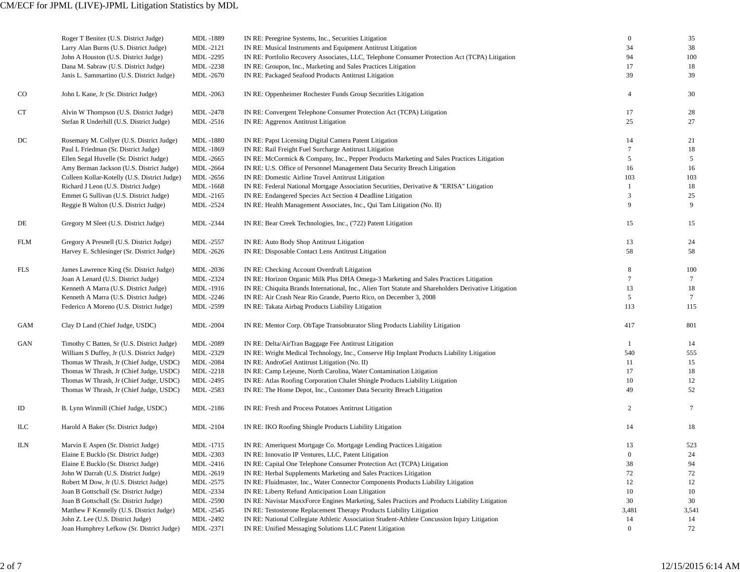| District | Judge | MDL No. | Litigation | Pending | Total |
|---|---|---|---|---|---|
| | Roger T Benitez (U.S. District Judge) | MDL -1889 | IN RE: Peregrine Systems, Inc., Securities Litigation | 0 | 35 |
| | Larry Alan Burns (U.S. District Judge) | MDL -2121 | IN RE: Musical Instruments and Equipment Antitrust Litigation | 34 | 38 |
| | John A Houston (U.S. District Judge) | MDL -2295 | IN RE: Portfolio Recovery Associates, LLC, Telephone Consumer Protection Act (TCPA) Litigation | 94 | 100 |
| | Dana M. Sabraw (U.S. District Judge) | MDL -2238 | IN RE: Groupon, Inc., Marketing and Sales Practices Litigation | 17 | 18 |
| | Janis L. Sammartino (U.S. District Judge) | MDL -2670 | IN RE: Packaged Seafood Products Antitrust Litigation | 39 | 39 |
| CO | John L Kane, Jr (Sr. District Judge) | MDL -2063 | IN RE: Oppenheimer Rochester Funds Group Securities Litigation | 4 | 30 |
| CT | Alvin W Thompson (U.S. District Judge) | MDL -2478 | IN RE: Convergent Telephone Consumer Protection Act (TCPA) Litigation | 17 | 28 |
| | Stefan R Underhill (U.S. District Judge) | MDL -2516 | IN RE: Aggrenox Antitrust Litigation | 25 | 27 |
| DC | Rosemary M. Collyer (U.S. District Judge) | MDL -1880 | IN RE: Papst Licensing Digital Camera Patent Litigation | 14 | 21 |
| | Paul L Friedman (Sr. District Judge) | MDL -1869 | IN RE: Rail Freight Fuel Surcharge Antitrust Litigation | 7 | 18 |
| | Ellen Segal Huvelle (Sr. District Judge) | MDL -2665 | IN RE: McCormick & Company, Inc., Pepper Products Marketing and Sales Practices Litigation | 5 | 5 |
| | Amy Berman Jackson (U.S. District Judge) | MDL -2664 | IN RE: U.S. Office of Personnel Management Data Security Breach Litigation | 16 | 16 |
| | Colleen Kollar-Kotelly (U.S. District Judge) | MDL -2656 | IN RE: Domestic Airline Travel Antitrust Litigation | 103 | 103 |
| | Richard J Leon (U.S. District Judge) | MDL -1668 | IN RE: Federal National Mortgage Association Securities, Derivative & "ERISA" Litigation | 1 | 18 |
| | Emmet G Sullivan (U.S. District Judge) | MDL -2165 | IN RE: Endangered Species Act Section 4 Deadline Litigation | 3 | 25 |
| | Reggie B Walton (U.S. District Judge) | MDL -2524 | IN RE: Health Management Associates, Inc., Qui Tam Litigation (No. II) | 9 | 9 |
| DE | Gregory M Sleet (U.S. District Judge) | MDL -2344 | IN RE: Bear Creek Technologies, Inc., ('722) Patent Litigation | 15 | 15 |
| FLM | Gregory A Presnell (U.S. District Judge) | MDL -2557 | IN RE: Auto Body Shop Antitrust Litigation | 13 | 24 |
| | Harvey E. Schlesinger (Sr. District Judge) | MDL -2626 | IN RE: Disposable Contact Lens Antitrust Litigation | 58 | 58 |
| FLS | James Lawrence King (Sr. District Judge) | MDL -2036 | IN RE: Checking Account Overdraft Litigation | 8 | 100 |
| | Joan A Lenard (U.S. District Judge) | MDL -2324 | IN RE: Horizon Organic Milk Plus DHA Omega-3 Marketing and Sales Practices Litigation | 7 | 7 |
| | Kenneth A Marra (U.S. District Judge) | MDL -1916 | IN RE: Chiquita Brands International, Inc., Alien Tort Statute and Shareholders Derivative Litigation | 13 | 18 |
| | Kenneth A Marra (U.S. District Judge) | MDL -2246 | IN RE: Air Crash Near Rio Grande, Puerto Rico, on December 3, 2008 | 5 | 7 |
| | Federico A Moreno (U.S. District Judge) | MDL -2599 | IN RE: Takata Airbag Products Liability Litigation | 113 | 115 |
| GAM | Clay D Land (Chief Judge, USDC) | MDL -2004 | IN RE: Mentor Corp. ObTape Transobturator Sling Products Liability Litigation | 417 | 801 |
| GAN | Timothy C Batten, Sr (U.S. District Judge) | MDL -2089 | IN RE: Delta/AirTran Baggage Fee Antitrust Litigation | 1 | 14 |
| | William S Duffey, Jr (U.S. District Judge) | MDL -2329 | IN RE: Wright Medical Technology, Inc., Conserve Hip Implant Products Liability Litigation | 540 | 555 |
| | Thomas W Thrash, Jr (Chief Judge, USDC) | MDL -2084 | IN RE: AndroGel Antitrust Litigation (No. II) | 11 | 15 |
| | Thomas W Thrash, Jr (Chief Judge, USDC) | MDL -2218 | IN RE: Camp Lejeune, North Carolina, Water Contamination Litigation | 17 | 18 |
| | Thomas W Thrash, Jr (Chief Judge, USDC) | MDL -2495 | IN RE: Atlas Roofing Corporation Chalet Shingle Products Liability Litigation | 10 | 12 |
| | Thomas W Thrash, Jr (Chief Judge, USDC) | MDL -2583 | IN RE: The Home Depot, Inc., Customer Data Security Breach Litigation | 49 | 52 |
| ID | B. Lynn Winmill (Chief Judge, USDC) | MDL -2186 | IN RE: Fresh and Process Potatoes Antitrust Litigation | 2 | 7 |
| ILC | Harold A Baker (Sr. District Judge) | MDL -2104 | IN RE: IKO Roofing Shingle Products Liability Litigation | 14 | 18 |
| ILN | Marvin E Aspen (Sr. District Judge) | MDL -1715 | IN RE: Ameriquest Mortgage Co. Mortgage Lending Practices Litigation | 13 | 523 |
| | Elaine E Bucklo (Sr. District Judge) | MDL -2303 | IN RE: Innovatio IP Ventures, LLC, Patent Litigation | 0 | 24 |
| | Elaine E Bucklo (Sr. District Judge) | MDL -2416 | IN RE: Capital One Telephone Consumer Protection Act (TCPA) Litigation | 38 | 94 |
| | John W Darrah (U.S. District Judge) | MDL -2619 | IN RE: Herbal Supplements Marketing and Sales Practices Litigation | 72 | 72 |
| | Robert M Dow, Jr (U.S. District Judge) | MDL -2575 | IN RE: Fluidmaster, Inc., Water Connector Components Products Liability Litigation | 12 | 12 |
| | Joan B Gottschall (Sr. District Judge) | MDL -2334 | IN RE: Liberty Refund Anticipation Loan Litigation | 10 | 10 |
| | Joan B Gottschall (Sr. District Judge) | MDL -2590 | IN RE: Navistar MaxxForce Engines Marketing, Sales Practices and Products Liability Litigation | 30 | 30 |
| | Matthew F Kennelly (U.S. District Judge) | MDL -2545 | IN RE: Testosterone Replacement Therapy Products Liability Litigation | 3,481 | 3,541 |
| | John Z. Lee (U.S. District Judge) | MDL -2492 | IN RE: National Collegiate Athletic Association Student-Athlete Concussion Injury Litigation | 14 | 14 |
| | Joan Humphrey Lefkow (Sr. District Judge) | MDL -2371 | IN RE: Unified Messaging Solutions LLC Patent Litigation | 0 | 72 |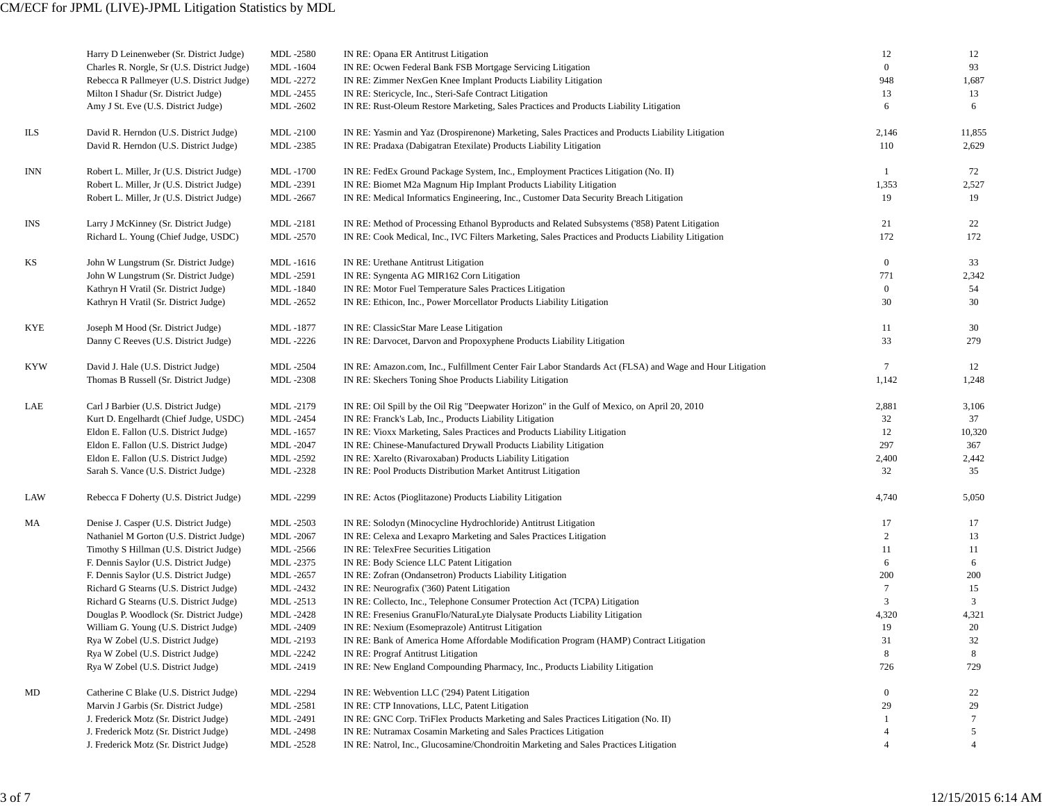| District | Judge | MDL No. | Litigation | Pending | Total |
|---|---|---|---|---|---|
| | Harry D Leinenweber (Sr. District Judge) | MDL -2580 | IN RE: Opana ER Antitrust Litigation | 12 | 12 |
| | Charles R. Norgle, Sr (U.S. District Judge) | MDL -1604 | IN RE: Ocwen Federal Bank FSB Mortgage Servicing Litigation | 0 | 93 |
| | Rebecca R Pallmeyer (U.S. District Judge) | MDL -2272 | IN RE: Zimmer NexGen Knee Implant Products Liability Litigation | 948 | 1,687 |
| | Milton I Shadur (Sr. District Judge) | MDL -2455 | IN RE: Stericycle, Inc., Steri-Safe Contract Litigation | 13 | 13 |
| | Amy J St. Eve (U.S. District Judge) | MDL -2602 | IN RE: Rust-Oleum Restore Marketing, Sales Practices and Products Liability Litigation | 6 | 6 |
| ILS | David R. Herndon (U.S. District Judge) | MDL -2100 | IN RE: Yasmin and Yaz (Drospirenone) Marketing, Sales Practices and Products Liability Litigation | 2,146 | 11,855 |
| | David R. Herndon (U.S. District Judge) | MDL -2385 | IN RE: Pradaxa (Dabigatran Etexilate) Products Liability Litigation | 110 | 2,629 |
| INN | Robert L. Miller, Jr (U.S. District Judge) | MDL -1700 | IN RE: FedEx Ground Package System, Inc., Employment Practices Litigation (No. II) | 1 | 72 |
| | Robert L. Miller, Jr (U.S. District Judge) | MDL -2391 | IN RE: Biomet M2a Magnum Hip Implant Products Liability Litigation | 1,353 | 2,527 |
| | Robert L. Miller, Jr (U.S. District Judge) | MDL -2667 | IN RE: Medical Informatics Engineering, Inc., Customer Data Security Breach Litigation | 19 | 19 |
| INS | Larry J McKinney (Sr. District Judge) | MDL -2181 | IN RE: Method of Processing Ethanol Byproducts and Related Subsystems ('858) Patent Litigation | 21 | 22 |
| | Richard L. Young (Chief Judge, USDC) | MDL -2570 | IN RE: Cook Medical, Inc., IVC Filters Marketing, Sales Practices and Products Liability Litigation | 172 | 172 |
| KS | John W Lungstrum (Sr. District Judge) | MDL -1616 | IN RE: Urethane Antitrust Litigation | 0 | 33 |
| | John W Lungstrum (Sr. District Judge) | MDL -2591 | IN RE: Syngenta AG MIR162 Corn Litigation | 771 | 2,342 |
| | Kathryn H Vratil (Sr. District Judge) | MDL -1840 | IN RE: Motor Fuel Temperature Sales Practices Litigation | 0 | 54 |
| | Kathryn H Vratil (Sr. District Judge) | MDL -2652 | IN RE: Ethicon, Inc., Power Morcellator Products Liability Litigation | 30 | 30 |
| KYE | Joseph M Hood (Sr. District Judge) | MDL -1877 | IN RE: ClassicStar Mare Lease Litigation | 11 | 30 |
| | Danny C Reeves (U.S. District Judge) | MDL -2226 | IN RE: Darvocet, Darvon and Propoxyphene Products Liability Litigation | 33 | 279 |
| KYW | David J. Hale (U.S. District Judge) | MDL -2504 | IN RE: Amazon.com, Inc., Fulfillment Center Fair Labor Standards Act (FLSA) and Wage and Hour Litigation | 7 | 12 |
| | Thomas B Russell (Sr. District Judge) | MDL -2308 | IN RE: Skechers Toning Shoe Products Liability Litigation | 1,142 | 1,248 |
| LAE | Carl J Barbier (U.S. District Judge) | MDL -2179 | IN RE: Oil Spill by the Oil Rig "Deepwater Horizon" in the Gulf of Mexico, on April 20, 2010 | 2,881 | 3,106 |
| | Kurt D. Engelhardt (Chief Judge, USDC) | MDL -2454 | IN RE: Franck's Lab, Inc., Products Liability Litigation | 32 | 37 |
| | Eldon E. Fallon (U.S. District Judge) | MDL -1657 | IN RE: Vioxx Marketing, Sales Practices and Products Liability Litigation | 12 | 10,320 |
| | Eldon E. Fallon (U.S. District Judge) | MDL -2047 | IN RE: Chinese-Manufactured Drywall Products Liability Litigation | 297 | 367 |
| | Eldon E. Fallon (U.S. District Judge) | MDL -2592 | IN RE: Xarelto (Rivaroxaban) Products Liability Litigation | 2,400 | 2,442 |
| | Sarah S. Vance (U.S. District Judge) | MDL -2328 | IN RE: Pool Products Distribution Market Antitrust Litigation | 32 | 35 |
| LAW | Rebecca F Doherty (U.S. District Judge) | MDL -2299 | IN RE: Actos (Pioglitazone) Products Liability Litigation | 4,740 | 5,050 |
| MA | Denise J. Casper (U.S. District Judge) | MDL -2503 | IN RE: Solodyn (Minocycline Hydrochloride) Antitrust Litigation | 17 | 17 |
| | Nathaniel M Gorton (U.S. District Judge) | MDL -2067 | IN RE: Celexa and Lexapro Marketing and Sales Practices Litigation | 2 | 13 |
| | Timothy S Hillman (U.S. District Judge) | MDL -2566 | IN RE: TelexFree Securities Litigation | 11 | 11 |
| | F. Dennis Saylor (U.S. District Judge) | MDL -2375 | IN RE: Body Science LLC Patent Litigation | 6 | 6 |
| | F. Dennis Saylor (U.S. District Judge) | MDL -2657 | IN RE: Zofran (Ondansetron) Products Liability Litigation | 200 | 200 |
| | Richard G Stearns (U.S. District Judge) | MDL -2432 | IN RE: Neurografix ('360) Patent Litigation | 7 | 15 |
| | Richard G Stearns (U.S. District Judge) | MDL -2513 | IN RE: Collecto, Inc., Telephone Consumer Protection Act (TCPA) Litigation | 3 | 3 |
| | Douglas P. Woodlock (Sr. District Judge) | MDL -2428 | IN RE: Fresenius GranuFlo/NaturaLyte Dialysate Products Liability Litigation | 4,320 | 4,321 |
| | William G. Young (U.S. District Judge) | MDL -2409 | IN RE: Nexium (Esomeprazole) Antitrust Litigation | 19 | 20 |
| | Rya W Zobel (U.S. District Judge) | MDL -2193 | IN RE: Bank of America Home Affordable Modification Program (HAMP) Contract Litigation | 31 | 32 |
| | Rya W Zobel (U.S. District Judge) | MDL -2242 | IN RE: Prograf Antitrust Litigation | 8 | 8 |
| | Rya W Zobel (U.S. District Judge) | MDL -2419 | IN RE: New England Compounding Pharmacy, Inc., Products Liability Litigation | 726 | 729 |
| MD | Catherine C Blake (U.S. District Judge) | MDL -2294 | IN RE: Webvention LLC ('294) Patent Litigation | 0 | 22 |
| | Marvin J Garbis (Sr. District Judge) | MDL -2581 | IN RE: CTP Innovations, LLC, Patent Litigation | 29 | 29 |
| | J. Frederick Motz (Sr. District Judge) | MDL -2491 | IN RE: GNC Corp. TriFlex Products Marketing and Sales Practices Litigation (No. II) | 1 | 7 |
| | J. Frederick Motz (Sr. District Judge) | MDL -2498 | IN RE: Nutramax Cosamin Marketing and Sales Practices Litigation | 4 | 5 |
| | J. Frederick Motz (Sr. District Judge) | MDL -2528 | IN RE: Natrol, Inc., Glucosamine/Chondroitin Marketing and Sales Practices Litigation | 4 | 4 |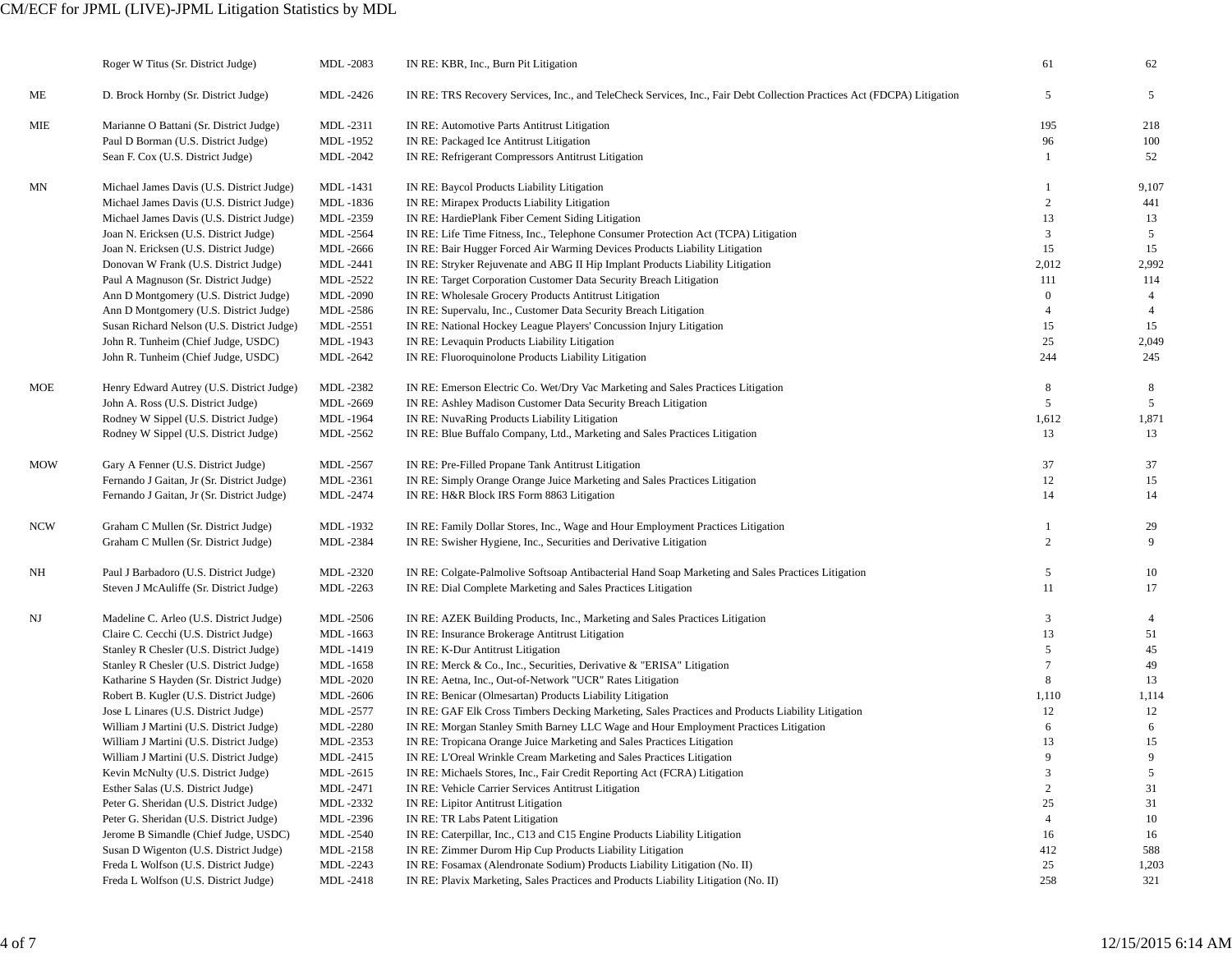| District | Judge | MDL No. | Litigation | Pending | Total |
|---|---|---|---|---|---|
| | Roger W Titus (Sr. District Judge) | MDL -2083 | IN RE: KBR, Inc., Burn Pit Litigation | 61 | 62 |
| ME | D. Brock Hornby (Sr. District Judge) | MDL -2426 | IN RE: TRS Recovery Services, Inc., and TeleCheck Services, Inc., Fair Debt Collection Practices Act (FDCPA) Litigation | 5 | 5 |
| MIE | Marianne O Battani (Sr. District Judge) | MDL -2311 | IN RE: Automotive Parts Antitrust Litigation | 195 | 218 |
| | Paul D Borman (U.S. District Judge) | MDL -1952 | IN RE: Packaged Ice Antitrust Litigation | 96 | 100 |
| | Sean F. Cox (U.S. District Judge) | MDL -2042 | IN RE: Refrigerant Compressors Antitrust Litigation | 1 | 52 |
| MN | Michael James Davis (U.S. District Judge) | MDL -1431 | IN RE: Baycol Products Liability Litigation | 1 | 9,107 |
| | Michael James Davis (U.S. District Judge) | MDL -1836 | IN RE: Mirapex Products Liability Litigation | 2 | 441 |
| | Michael James Davis (U.S. District Judge) | MDL -2359 | IN RE: HardiePlank Fiber Cement Siding Litigation | 13 | 13 |
| | Joan N. Ericksen (U.S. District Judge) | MDL -2564 | IN RE: Life Time Fitness, Inc., Telephone Consumer Protection Act (TCPA) Litigation | 3 | 5 |
| | Joan N. Ericksen (U.S. District Judge) | MDL -2666 | IN RE: Bair Hugger Forced Air Warming Devices Products Liability Litigation | 15 | 15 |
| | Donovan W Frank (U.S. District Judge) | MDL -2441 | IN RE: Stryker Rejuvenate and ABG II Hip Implant Products Liability Litigation | 2,012 | 2,992 |
| | Paul A Magnuson (Sr. District Judge) | MDL -2522 | IN RE: Target Corporation Customer Data Security Breach Litigation | 111 | 114 |
| | Ann D Montgomery (U.S. District Judge) | MDL -2090 | IN RE: Wholesale Grocery Products Antitrust Litigation | 0 | 4 |
| | Ann D Montgomery (U.S. District Judge) | MDL -2586 | IN RE: Supervalu, Inc., Customer Data Security Breach Litigation | 4 | 4 |
| | Susan Richard Nelson (U.S. District Judge) | MDL -2551 | IN RE: National Hockey League Players' Concussion Injury Litigation | 15 | 15 |
| | John R. Tunheim (Chief Judge, USDC) | MDL -1943 | IN RE: Levaquin Products Liability Litigation | 25 | 2,049 |
| | John R. Tunheim (Chief Judge, USDC) | MDL -2642 | IN RE: Fluoroquinolone Products Liability Litigation | 244 | 245 |
| MOE | Henry Edward Autrey (U.S. District Judge) | MDL -2382 | IN RE: Emerson Electric Co. Wet/Dry Vac Marketing and Sales Practices Litigation | 8 | 8 |
| | John A. Ross (U.S. District Judge) | MDL -2669 | IN RE: Ashley Madison Customer Data Security Breach Litigation | 5 | 5 |
| | Rodney W Sippel (U.S. District Judge) | MDL -1964 | IN RE: NuvaRing Products Liability Litigation | 1,612 | 1,871 |
| | Rodney W Sippel (U.S. District Judge) | MDL -2562 | IN RE: Blue Buffalo Company, Ltd., Marketing and Sales Practices Litigation | 13 | 13 |
| MOW | Gary A Fenner (U.S. District Judge) | MDL -2567 | IN RE: Pre-Filled Propane Tank Antitrust Litigation | 37 | 37 |
| | Fernando J Gaitan, Jr (Sr. District Judge) | MDL -2361 | IN RE: Simply Orange Orange Juice Marketing and Sales Practices Litigation | 12 | 15 |
| | Fernando J Gaitan, Jr (Sr. District Judge) | MDL -2474 | IN RE: H&R Block IRS Form 8863 Litigation | 14 | 14 |
| NCW | Graham C Mullen (Sr. District Judge) | MDL -1932 | IN RE: Family Dollar Stores, Inc., Wage and Hour Employment Practices Litigation | 1 | 29 |
| | Graham C Mullen (Sr. District Judge) | MDL -2384 | IN RE: Swisher Hygiene, Inc., Securities and Derivative Litigation | 2 | 9 |
| NH | Paul J Barbadoro (U.S. District Judge) | MDL -2320 | IN RE: Colgate-Palmolive Softsoap Antibacterial Hand Soap Marketing and Sales Practices Litigation | 5 | 10 |
| | Steven J McAuliffe (Sr. District Judge) | MDL -2263 | IN RE: Dial Complete Marketing and Sales Practices Litigation | 11 | 17 |
| NJ | Madeline C. Arleo (U.S. District Judge) | MDL -2506 | IN RE: AZEK Building Products, Inc., Marketing and Sales Practices Litigation | 3 | 4 |
| | Claire C. Cecchi (U.S. District Judge) | MDL -1663 | IN RE: Insurance Brokerage Antitrust Litigation | 13 | 51 |
| | Stanley R Chesler (U.S. District Judge) | MDL -1419 | IN RE: K-Dur Antitrust Litigation | 5 | 45 |
| | Stanley R Chesler (U.S. District Judge) | MDL -1658 | IN RE: Merck & Co., Inc., Securities, Derivative & "ERISA" Litigation | 7 | 49 |
| | Katharine S Hayden (Sr. District Judge) | MDL -2020 | IN RE: Aetna, Inc., Out-of-Network "UCR" Rates Litigation | 8 | 13 |
| | Robert B. Kugler (U.S. District Judge) | MDL -2606 | IN RE: Benicar (Olmesartan) Products Liability Litigation | 1,110 | 1,114 |
| | Jose L Linares (U.S. District Judge) | MDL -2577 | IN RE: GAF Elk Cross Timbers Decking Marketing, Sales Practices and Products Liability Litigation | 12 | 12 |
| | William J Martini (U.S. District Judge) | MDL -2280 | IN RE: Morgan Stanley Smith Barney LLC Wage and Hour Employment Practices Litigation | 6 | 6 |
| | William J Martini (U.S. District Judge) | MDL -2353 | IN RE: Tropicana Orange Juice Marketing and Sales Practices Litigation | 13 | 15 |
| | William J Martini (U.S. District Judge) | MDL -2415 | IN RE: L'Oreal Wrinkle Cream Marketing and Sales Practices Litigation | 9 | 9 |
| | Kevin McNulty (U.S. District Judge) | MDL -2615 | IN RE: Michaels Stores, Inc., Fair Credit Reporting Act (FCRA) Litigation | 3 | 5 |
| | Esther Salas (U.S. District Judge) | MDL -2471 | IN RE: Vehicle Carrier Services Antitrust Litigation | 2 | 31 |
| | Peter G. Sheridan (U.S. District Judge) | MDL -2332 | IN RE: Lipitor Antitrust Litigation | 25 | 31 |
| | Peter G. Sheridan (U.S. District Judge) | MDL -2396 | IN RE: TR Labs Patent Litigation | 4 | 10 |
| | Jerome B Simandle (Chief Judge, USDC) | MDL -2540 | IN RE: Caterpillar, Inc., C13 and C15 Engine Products Liability Litigation | 16 | 16 |
| | Susan D Wigenton (U.S. District Judge) | MDL -2158 | IN RE: Zimmer Durom Hip Cup Products Liability Litigation | 412 | 588 |
| | Freda L Wolfson (U.S. District Judge) | MDL -2243 | IN RE: Fosamax (Alendronate Sodium) Products Liability Litigation (No. II) | 25 | 1,203 |
| | Freda L Wolfson (U.S. District Judge) | MDL -2418 | IN RE: Plavix Marketing, Sales Practices and Products Liability Litigation (No. II) | 258 | 321 |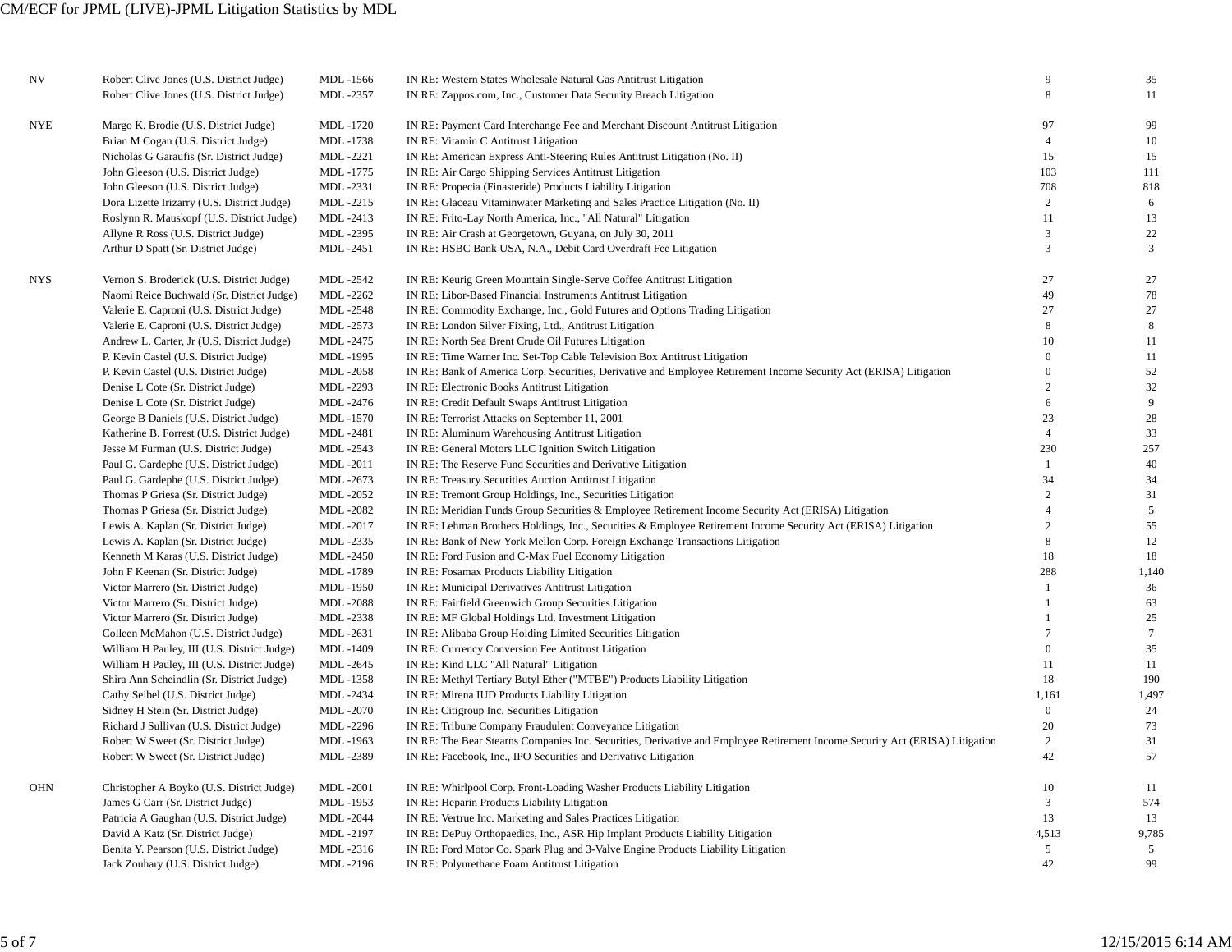| District | Judge | MDL No. | Litigation | Pending | Total |
|---|---|---|---|---|---|
| NV | Robert Clive Jones (U.S. District Judge) | MDL -1566 | IN RE: Western States Wholesale Natural Gas Antitrust Litigation | 9 | 35 |
| | Robert Clive Jones (U.S. District Judge) | MDL -2357 | IN RE: Zappos.com, Inc., Customer Data Security Breach Litigation | 8 | 11 |
| NYE | Margo K. Brodie (U.S. District Judge) | MDL -1720 | IN RE: Payment Card Interchange Fee and Merchant Discount Antitrust Litigation | 97 | 99 |
| | Brian M Cogan (U.S. District Judge) | MDL -1738 | IN RE: Vitamin C Antitrust Litigation | 4 | 10 |
| | Nicholas G Garaufis (Sr. District Judge) | MDL -2221 | IN RE: American Express Anti-Steering Rules Antitrust Litigation (No. II) | 15 | 15 |
| | John Gleeson (U.S. District Judge) | MDL -1775 | IN RE: Air Cargo Shipping Services Antitrust Litigation | 103 | 111 |
| | John Gleeson (U.S. District Judge) | MDL -2331 | IN RE: Propecia (Finasteride) Products Liability Litigation | 708 | 818 |
| | Dora Lizette Irizarry (U.S. District Judge) | MDL -2215 | IN RE: Glaceau Vitaminwater Marketing and Sales Practice Litigation (No. II) | 2 | 6 |
| | Roslynn R. Mauskopf (U.S. District Judge) | MDL -2413 | IN RE: Frito-Lay North America, Inc., "All Natural" Litigation | 11 | 13 |
| | Allyne R Ross (U.S. District Judge) | MDL -2395 | IN RE: Air Crash at Georgetown, Guyana, on July 30, 2011 | 3 | 22 |
| | Arthur D Spatt (Sr. District Judge) | MDL -2451 | IN RE: HSBC Bank USA, N.A., Debit Card Overdraft Fee Litigation | 3 | 3 |
| NYS | Vernon S. Broderick (U.S. District Judge) | MDL -2542 | IN RE: Keurig Green Mountain Single-Serve Coffee Antitrust Litigation | 27 | 27 |
| | Naomi Reice Buchwald (Sr. District Judge) | MDL -2262 | IN RE: Libor-Based Financial Instruments Antitrust Litigation | 49 | 78 |
| | Valerie E. Caproni (U.S. District Judge) | MDL -2548 | IN RE: Commodity Exchange, Inc., Gold Futures and Options Trading Litigation | 27 | 27 |
| | Valerie E. Caproni (U.S. District Judge) | MDL -2573 | IN RE: London Silver Fixing, Ltd., Antitrust Litigation | 8 | 8 |
| | Andrew L. Carter, Jr (U.S. District Judge) | MDL -2475 | IN RE: North Sea Brent Crude Oil Futures Litigation | 10 | 11 |
| | P. Kevin Castel (U.S. District Judge) | MDL -1995 | IN RE: Time Warner Inc. Set-Top Cable Television Box Antitrust Litigation | 0 | 11 |
| | P. Kevin Castel (U.S. District Judge) | MDL -2058 | IN RE: Bank of America Corp. Securities, Derivative and Employee Retirement Income Security Act (ERISA) Litigation | 0 | 52 |
| | Denise L Cote (Sr. District Judge) | MDL -2293 | IN RE: Electronic Books Antitrust Litigation | 2 | 32 |
| | Denise L Cote (Sr. District Judge) | MDL -2476 | IN RE: Credit Default Swaps Antitrust Litigation | 6 | 9 |
| | George B Daniels (U.S. District Judge) | MDL -1570 | IN RE: Terrorist Attacks on September 11, 2001 | 23 | 28 |
| | Katherine B. Forrest (U.S. District Judge) | MDL -2481 | IN RE: Aluminum Warehousing Antitrust Litigation | 4 | 33 |
| | Jesse M Furman (U.S. District Judge) | MDL -2543 | IN RE: General Motors LLC Ignition Switch Litigation | 230 | 257 |
| | Paul G. Gardephe (U.S. District Judge) | MDL -2011 | IN RE: The Reserve Fund Securities and Derivative Litigation | 1 | 40 |
| | Paul G. Gardephe (U.S. District Judge) | MDL -2673 | IN RE: Treasury Securities Auction Antitrust Litigation | 34 | 34 |
| | Thomas P Griesa (Sr. District Judge) | MDL -2052 | IN RE: Tremont Group Holdings, Inc., Securities Litigation | 2 | 31 |
| | Thomas P Griesa (Sr. District Judge) | MDL -2082 | IN RE: Meridian Funds Group Securities & Employee Retirement Income Security Act (ERISA) Litigation | 4 | 5 |
| | Lewis A. Kaplan (Sr. District Judge) | MDL -2017 | IN RE: Lehman Brothers Holdings, Inc., Securities & Employee Retirement Income Security Act (ERISA) Litigation | 2 | 55 |
| | Lewis A. Kaplan (Sr. District Judge) | MDL -2335 | IN RE: Bank of New York Mellon Corp. Foreign Exchange Transactions Litigation | 8 | 12 |
| | Kenneth M Karas (U.S. District Judge) | MDL -2450 | IN RE: Ford Fusion and C-Max Fuel Economy Litigation | 18 | 18 |
| | John F Keenan (Sr. District Judge) | MDL -1789 | IN RE: Fosamax Products Liability Litigation | 288 | 1,140 |
| | Victor Marrero (Sr. District Judge) | MDL -1950 | IN RE: Municipal Derivatives Antitrust Litigation | 1 | 36 |
| | Victor Marrero (Sr. District Judge) | MDL -2088 | IN RE: Fairfield Greenwich Group Securities Litigation | 1 | 63 |
| | Victor Marrero (Sr. District Judge) | MDL -2338 | IN RE: MF Global Holdings Ltd. Investment Litigation | 1 | 25 |
| | Colleen McMahon (U.S. District Judge) | MDL -2631 | IN RE: Alibaba Group Holding Limited Securities Litigation | 7 | 7 |
| | William H Pauley, III (U.S. District Judge) | MDL -1409 | IN RE: Currency Conversion Fee Antitrust Litigation | 0 | 35 |
| | William H Pauley, III (U.S. District Judge) | MDL -2645 | IN RE: Kind LLC "All Natural" Litigation | 11 | 11 |
| | Shira Ann Scheindlin (Sr. District Judge) | MDL -1358 | IN RE: Methyl Tertiary Butyl Ether ("MTBE") Products Liability Litigation | 18 | 190 |
| | Cathy Seibel (U.S. District Judge) | MDL -2434 | IN RE: Mirena IUD Products Liability Litigation | 1,161 | 1,497 |
| | Sidney H Stein (Sr. District Judge) | MDL -2070 | IN RE: Citigroup Inc. Securities Litigation | 0 | 24 |
| | Richard J Sullivan (U.S. District Judge) | MDL -2296 | IN RE: Tribune Company Fraudulent Conveyance Litigation | 20 | 73 |
| | Robert W Sweet (Sr. District Judge) | MDL -1963 | IN RE: The Bear Stearns Companies Inc. Securities, Derivative and Employee Retirement Income Security Act (ERISA) Litigation | 2 | 31 |
| | Robert W Sweet (Sr. District Judge) | MDL -2389 | IN RE: Facebook, Inc., IPO Securities and Derivative Litigation | 42 | 57 |
| OHN | Christopher A Boyko (U.S. District Judge) | MDL -2001 | IN RE: Whirlpool Corp. Front-Loading Washer Products Liability Litigation | 10 | 11 |
| | James G Carr (Sr. District Judge) | MDL -1953 | IN RE: Heparin Products Liability Litigation | 3 | 574 |
| | Patricia A Gaughan (U.S. District Judge) | MDL -2044 | IN RE: Vertrue Inc. Marketing and Sales Practices Litigation | 13 | 13 |
| | David A Katz (Sr. District Judge) | MDL -2197 | IN RE: DePuy Orthopaedics, Inc., ASR Hip Implant Products Liability Litigation | 4,513 | 9,785 |
| | Benita Y. Pearson (U.S. District Judge) | MDL -2316 | IN RE: Ford Motor Co. Spark Plug and 3-Valve Engine Products Liability Litigation | 5 | 5 |
| | Jack Zouhary (U.S. District Judge) | MDL -2196 | IN RE: Polyurethane Foam Antitrust Litigation | 42 | 99 |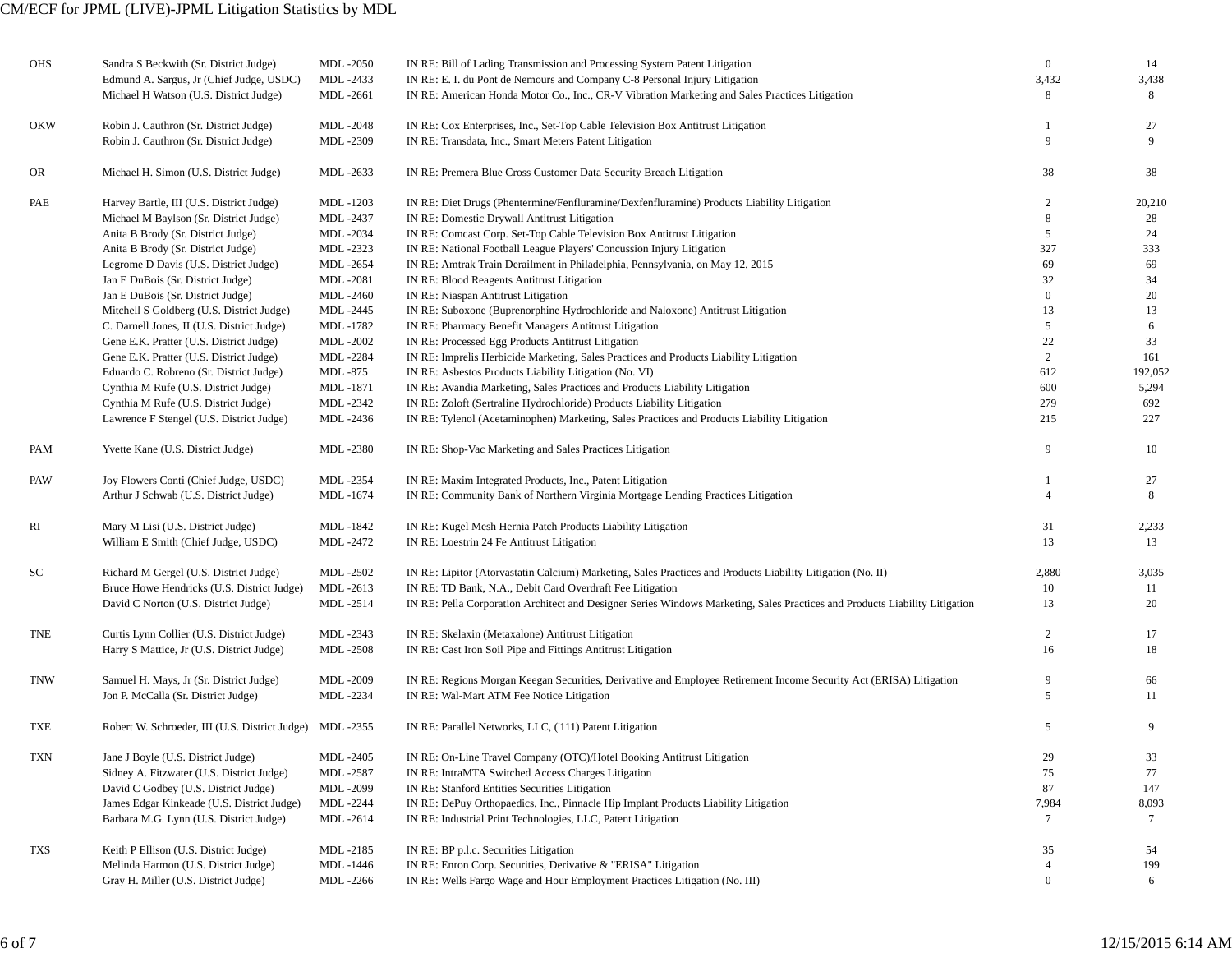| | | | | | |
|---|---|---|---|---|---|
| OHS | Sandra S Beckwith (Sr. District Judge) | MDL -2050 | IN RE: Bill of Lading Transmission and Processing System Patent Litigation | 0 | 14 |
| | Edmund A. Sargus, Jr (Chief Judge, USDC) | MDL -2433 | IN RE: E. I. du Pont de Nemours and Company C-8 Personal Injury Litigation | 3,432 | 3,438 |
| | Michael H Watson (U.S. District Judge) | MDL -2661 | IN RE: American Honda Motor Co., Inc., CR-V Vibration Marketing and Sales Practices Litigation | 8 | 8 |
| OKW | Robin J. Cauthron (Sr. District Judge) | MDL -2048 | IN RE: Cox Enterprises, Inc., Set-Top Cable Television Box Antitrust Litigation | 1 | 27 |
| | Robin J. Cauthron (Sr. District Judge) | MDL -2309 | IN RE: Transdata, Inc., Smart Meters Patent Litigation | 9 | 9 |
| OR | Michael H. Simon (U.S. District Judge) | MDL -2633 | IN RE: Premera Blue Cross Customer Data Security Breach Litigation | 38 | 38 |
| PAE | Harvey Bartle, III (U.S. District Judge) | MDL -1203 | IN RE: Diet Drugs (Phentermine/Fenfluramine/Dexfenfluramine) Products Liability Litigation | 2 | 20,210 |
| | Michael M Baylson (Sr. District Judge) | MDL -2437 | IN RE: Domestic Drywall Antitrust Litigation | 8 | 28 |
| | Anita B Brody (Sr. District Judge) | MDL -2034 | IN RE: Comcast Corp. Set-Top Cable Television Box Antitrust Litigation | 5 | 24 |
| | Anita B Brody (Sr. District Judge) | MDL -2323 | IN RE: National Football League Players' Concussion Injury Litigation | 327 | 333 |
| | Legrome D Davis (U.S. District Judge) | MDL -2654 | IN RE: Amtrak Train Derailment in Philadelphia, Pennsylvania, on May 12, 2015 | 69 | 69 |
| | Jan E DuBois (Sr. District Judge) | MDL -2081 | IN RE: Blood Reagents Antitrust Litigation | 32 | 34 |
| | Jan E DuBois (Sr. District Judge) | MDL -2460 | IN RE: Niaspan Antitrust Litigation | 0 | 20 |
| | Mitchell S Goldberg (U.S. District Judge) | MDL -2445 | IN RE: Suboxone (Buprenorphine Hydrochloride and Naloxone) Antitrust Litigation | 13 | 13 |
| | C. Darnell Jones, II (U.S. District Judge) | MDL -1782 | IN RE: Pharmacy Benefit Managers Antitrust Litigation | 5 | 6 |
| | Gene E.K. Pratter (U.S. District Judge) | MDL -2002 | IN RE: Processed Egg Products Antitrust Litigation | 22 | 33 |
| | Gene E.K. Pratter (U.S. District Judge) | MDL -2284 | IN RE: Imprelis Herbicide Marketing, Sales Practices and Products Liability Litigation | 2 | 161 |
| | Eduardo C. Robreno (Sr. District Judge) | MDL -875 | IN RE: Asbestos Products Liability Litigation (No. VI) | 612 | 192,052 |
| | Cynthia M Rufe (U.S. District Judge) | MDL -1871 | IN RE: Avandia Marketing, Sales Practices and Products Liability Litigation | 600 | 5,294 |
| | Cynthia M Rufe (U.S. District Judge) | MDL -2342 | IN RE: Zoloft (Sertraline Hydrochloride) Products Liability Litigation | 279 | 692 |
| | Lawrence F Stengel (U.S. District Judge) | MDL -2436 | IN RE: Tylenol (Acetaminophen) Marketing, Sales Practices and Products Liability Litigation | 215 | 227 |
| PAM | Yvette Kane (U.S. District Judge) | MDL -2380 | IN RE: Shop-Vac Marketing and Sales Practices Litigation | 9 | 10 |
| PAW | Joy Flowers Conti (Chief Judge, USDC) | MDL -2354 | IN RE: Maxim Integrated Products, Inc., Patent Litigation | 1 | 27 |
| | Arthur J Schwab (U.S. District Judge) | MDL -1674 | IN RE: Community Bank of Northern Virginia Mortgage Lending Practices Litigation | 4 | 8 |
| RI | Mary M Lisi (U.S. District Judge) | MDL -1842 | IN RE: Kugel Mesh Hernia Patch Products Liability Litigation | 31 | 2,233 |
| | William E Smith (Chief Judge, USDC) | MDL -2472 | IN RE: Loestrin 24 Fe Antitrust Litigation | 13 | 13 |
| SC | Richard M Gergel (U.S. District Judge) | MDL -2502 | IN RE: Lipitor (Atorvastatin Calcium) Marketing, Sales Practices and Products Liability Litigation (No. II) | 2,880 | 3,035 |
| | Bruce Howe Hendricks (U.S. District Judge) | MDL -2613 | IN RE: TD Bank, N.A., Debit Card Overdraft Fee Litigation | 10 | 11 |
| | David C Norton (U.S. District Judge) | MDL -2514 | IN RE: Pella Corporation Architect and Designer Series Windows Marketing, Sales Practices and Products Liability Litigation | 13 | 20 |
| TNE | Curtis Lynn Collier (U.S. District Judge) | MDL -2343 | IN RE: Skelaxin (Metaxalone) Antitrust Litigation | 2 | 17 |
| | Harry S Mattice, Jr (U.S. District Judge) | MDL -2508 | IN RE: Cast Iron Soil Pipe and Fittings Antitrust Litigation | 16 | 18 |
| TNW | Samuel H. Mays, Jr (Sr. District Judge) | MDL -2009 | IN RE: Regions Morgan Keegan Securities, Derivative and Employee Retirement Income Security Act (ERISA) Litigation | 9 | 66 |
| | Jon P. McCalla (Sr. District Judge) | MDL -2234 | IN RE: Wal-Mart ATM Fee Notice Litigation | 5 | 11 |
| TXE | Robert W. Schroeder, III (U.S. District Judge) | MDL -2355 | IN RE: Parallel Networks, LLC, ('111) Patent Litigation | 5 | 9 |
| TXN | Jane J Boyle (U.S. District Judge) | MDL -2405 | IN RE: On-Line Travel Company (OTC)/Hotel Booking Antitrust Litigation | 29 | 33 |
| | Sidney A. Fitzwater (U.S. District Judge) | MDL -2587 | IN RE: IntraMTA Switched Access Charges Litigation | 75 | 77 |
| | David C Godbey (U.S. District Judge) | MDL -2099 | IN RE: Stanford Entities Securities Litigation | 87 | 147 |
| | James Edgar Kinkeade (U.S. District Judge) | MDL -2244 | IN RE: DePuy Orthopaedics, Inc., Pinnacle Hip Implant Products Liability Litigation | 7,984 | 8,093 |
| | Barbara M.G. Lynn (U.S. District Judge) | MDL -2614 | IN RE: Industrial Print Technologies, LLC, Patent Litigation | 7 | 7 |
| TXS | Keith P Ellison (U.S. District Judge) | MDL -2185 | IN RE: BP p.l.c. Securities Litigation | 35 | 54 |
| | Melinda Harmon (U.S. District Judge) | MDL -1446 | IN RE: Enron Corp. Securities, Derivative & "ERISA" Litigation | 4 | 199 |
| | Gray H. Miller (U.S. District Judge) | MDL -2266 | IN RE: Wells Fargo Wage and Hour Employment Practices Litigation (No. III) | 0 | 6 |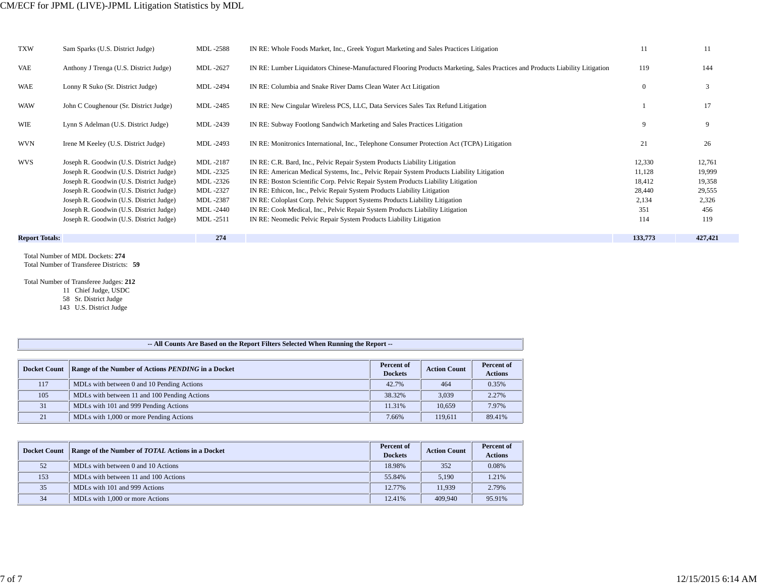| | | | | | |
|---|---|---|---|---|---|
| TXW | Sam Sparks (U.S. District Judge) | MDL -2588 | IN RE: Whole Foods Market, Inc., Greek Yogurt Marketing and Sales Practices Litigation | 11 | 11 |
| VAE | Anthony J Trenga (U.S. District Judge) | MDL -2627 | IN RE: Lumber Liquidators Chinese-Manufactured Flooring Products Marketing, Sales Practices and Products Liability Litigation | 119 | 144 |
| WAE | Lonny R Suko (Sr. District Judge) | MDL -2494 | IN RE: Columbia and Snake River Dams Clean Water Act Litigation | 0 | 3 |
| WAW | John C Coughenour (Sr. District Judge) | MDL -2485 | IN RE: New Cingular Wireless PCS, LLC, Data Services Sales Tax Refund Litigation | 1 | 17 |
| WIE | Lynn S Adelman (U.S. District Judge) | MDL -2439 | IN RE: Subway Footlong Sandwich Marketing and Sales Practices Litigation | 9 | 9 |
| WVN | Irene M Keeley (U.S. District Judge) | MDL -2493 | IN RE: Monitronics International, Inc., Telephone Consumer Protection Act (TCPA) Litigation | 21 | 26 |
| WVS | Joseph R. Goodwin (U.S. District Judge) | MDL -2187 | IN RE: C.R. Bard, Inc., Pelvic Repair System Products Liability Litigation | 12,330 | 12,761 |
| | Joseph R. Goodwin (U.S. District Judge) | MDL -2325 | IN RE: American Medical Systems, Inc., Pelvic Repair System Products Liability Litigation | 11,128 | 19,999 |
| | Joseph R. Goodwin (U.S. District Judge) | MDL -2326 | IN RE: Boston Scientific Corp. Pelvic Repair System Products Liability Litigation | 18,412 | 19,358 |
| | Joseph R. Goodwin (U.S. District Judge) | MDL -2327 | IN RE: Ethicon, Inc., Pelvic Repair System Products Liability Litigation | 28,440 | 29,555 |
| | Joseph R. Goodwin (U.S. District Judge) | MDL -2387 | IN RE: Coloplast Corp. Pelvic Support Systems Products Liability Litigation | 2,134 | 2,326 |
| | Joseph R. Goodwin (U.S. District Judge) | MDL -2440 | IN RE: Cook Medical, Inc., Pelvic Repair System Products Liability Litigation | 351 | 456 |
| | Joseph R. Goodwin (U.S. District Judge) | MDL -2511 | IN RE: Neomedic Pelvic Repair System Products Liability Litigation | 114 | 119 |
| **Report Totals:** | | **274** | | **133,773** | **427,421** |

Total Number of MDL Dockets: **274**
Total Number of Transferee Districts: **59**

Total Number of Transferee Judges: **212**
11 Chief Judge, USDC
58 Sr. District Judge
143 U.S. District Judge

**-- All Counts Are Based on the Report Filters Selected When Running the Report --**

| Docket Count | Range of the Number of Actions *PENDING* in a Docket | Percent of Dockets | Action Count | Percent of Actions |
|---|---|---|---|---|
| 117 | MDLs with between 0 and 10 Pending Actions | 42.7% | 464 | 0.35% |
| 105 | MDLs with between 11 and 100 Pending Actions | 38.32% | 3,039 | 2.27% |
| 31 | MDLs with 101 and 999 Pending Actions | 11.31% | 10,659 | 7.97% |
| 21 | MDLs with 1,000 or more Pending Actions | 7.66% | 119,611 | 89.41% |

| Docket Count | Range of the Number of *TOTAL* Actions in a Docket | Percent of Dockets | Action Count | Percent of Actions |
|---|---|---|---|---|
| 52 | MDLs with between 0 and 10 Actions | 18.98% | 352 | 0.08% |
| 153 | MDLs with between 11 and 100 Actions | 55.84% | 5,190 | 1.21% |
| 35 | MDLs with 101 and 999 Actions | 12.77% | 11,939 | 2.79% |
| 34 | MDLs with 1,000 or more Actions | 12.41% | 409,940 | 95.91% |